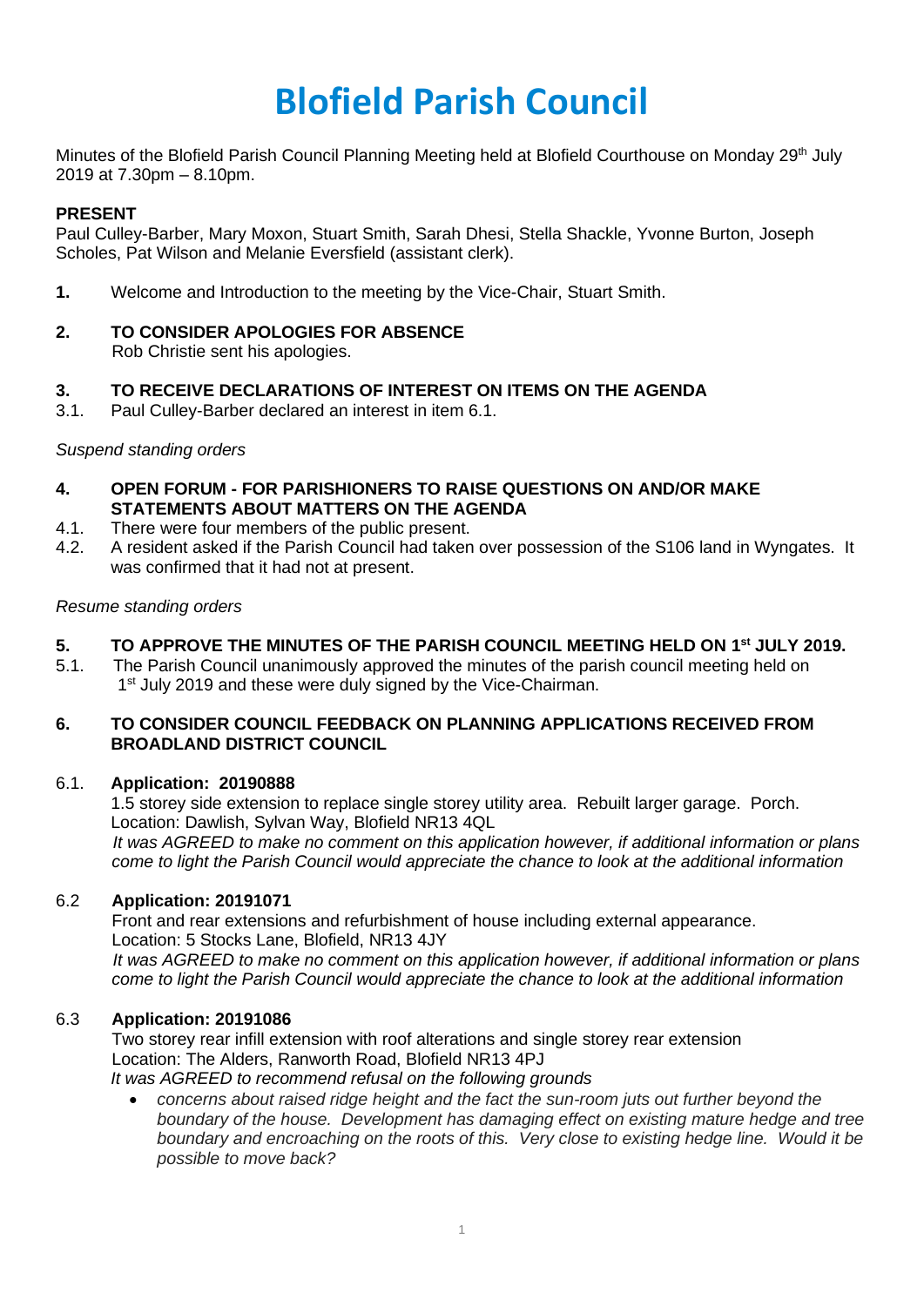# Blofield Parish Council

Minutes of the Blofield Parish Council Planning Meeting held at Blofield Courthouse on Monday 29th July 2019 at 7.30pm – 8.10pm.

**PRESENT**

Paul Culley-Barber, Mary Moxon, Stuart Smith, Sarah Dhesi, Stella Shackle, Yvonne Burton, Joseph Scholes, Pat Wilson and Melanie Eversfield (assistant clerk).

**1.** Welcome and Introduction to the meeting by the Vice-Chair, Stuart Smith.

**2. TO CONSIDER APOLOGIES FOR ABSENCE**

Rob Christie sent his apologies.

**3. TO RECEIVE DECLARATIONS OF INTEREST ON ITEMS ON THE AGENDA**

3.1. Paul Culley-Barber declared an interest in item 6.1.

*Suspend standing orders*

**4. OPEN FORUM - FOR PARISHIONERS TO RAISE QUESTIONS ON AND/OR MAKE STATEMENTS ABOUT MATTERS ON THE AGENDA**

4.1. There were four members of the public present.

4.2. A resident asked if the Parish Council had taken over possession of the S106 land in Wyngates. It was confirmed that it had not at present.

*Resume standing orders*

**5. TO APPROVE THE MINUTES OF THE PARISH COUNCIL MEETING HELD ON 1st JULY 2019.**

5.1. The Parish Council unanimously approved the minutes of the parish council meeting held on 1st July 2019 and these were duly signed by the Vice-Chairman.

**6. TO CONSIDER COUNCIL FEEDBACK ON PLANNING APPLICATIONS RECEIVED FROM BROADLAND DISTRICT COUNCIL**

6.1. **Application: 20190888**

1.5 storey side extension to replace single storey utility area. Rebuilt larger garage. Porch.
Location: Dawlish, Sylvan Way, Blofield NR13 4QL
*It was AGREED to make no comment on this application however, if additional information or plans come to light the Parish Council would appreciate the chance to look at the additional information*

6.2 **Application: 20191071**

Front and rear extensions and refurbishment of house including external appearance.
Location: 5 Stocks Lane, Blofield, NR13 4JY
*It was AGREED to make no comment on this application however, if additional information or plans come to light the Parish Council would appreciate the chance to look at the additional information*

6.3 **Application: 20191086**

Two storey rear infill extension with roof alterations and single storey rear extension
Location: The Alders, Ranworth Road, Blofield NR13 4PJ
*It was AGREED to recommend refusal on the following grounds*

- *concerns about raised ridge height and the fact the sun-room juts out further beyond the boundary of the house. Development has damaging effect on existing mature hedge and tree boundary and encroaching on the roots of this. Very close to existing hedge line. Would it be possible to move back?*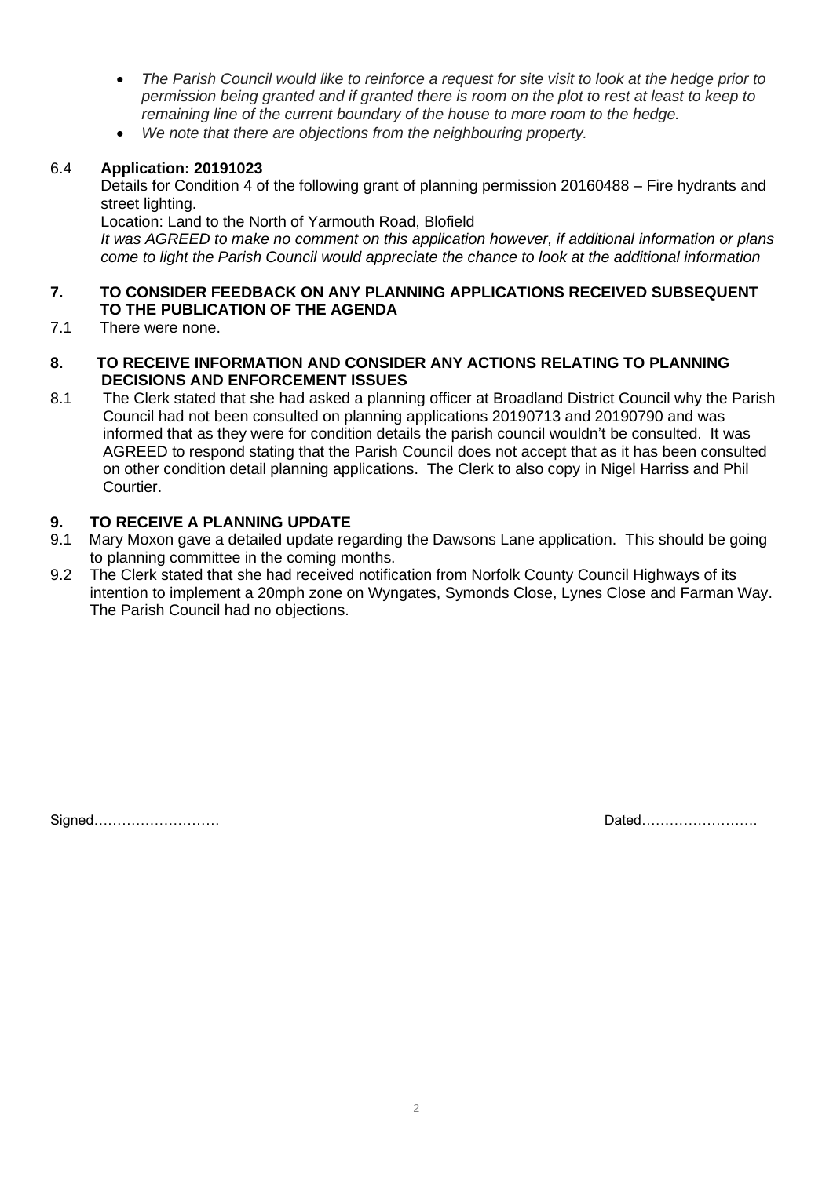- *The Parish Council would like to reinforce a request for site visit to look at the hedge prior to permission being granted and if granted there is room on the plot to rest at least to keep to remaining line of the current boundary of the house to more room to the hedge.*
- *We note that there are objections from the neighbouring property.*

6.4 **Application: 20191023**

Details for Condition 4 of the following grant of planning permission 20160488 – Fire hydrants and street lighting.

Location: Land to the North of Yarmouth Road, Blofield

*It was AGREED to make no comment on this application however, if additional information or plans come to light the Parish Council would appreciate the chance to look at the additional information*

**7. TO CONSIDER FEEDBACK ON ANY PLANNING APPLICATIONS RECEIVED SUBSEQUENT TO THE PUBLICATION OF THE AGENDA**

7.1 There were none.

**8. TO RECEIVE INFORMATION AND CONSIDER ANY ACTIONS RELATING TO PLANNING DECISIONS AND ENFORCEMENT ISSUES**

8.1 The Clerk stated that she had asked a planning officer at Broadland District Council why the Parish Council had not been consulted on planning applications 20190713 and 20190790 and was informed that as they were for condition details the parish council wouldn't be consulted. It was AGREED to respond stating that the Parish Council does not accept that as it has been consulted on other condition detail planning applications. The Clerk to also copy in Nigel Harriss and Phil Courtier.

**9. TO RECEIVE A PLANNING UPDATE**

9.1 Mary Moxon gave a detailed update regarding the Dawsons Lane application. This should be going to planning committee in the coming months.

9.2 The Clerk stated that she had received notification from Norfolk County Council Highways of its intention to implement a 20mph zone on Wyngates, Symonds Close, Lynes Close and Farman Way. The Parish Council had no objections.

Signed……………………… Dated…………………….